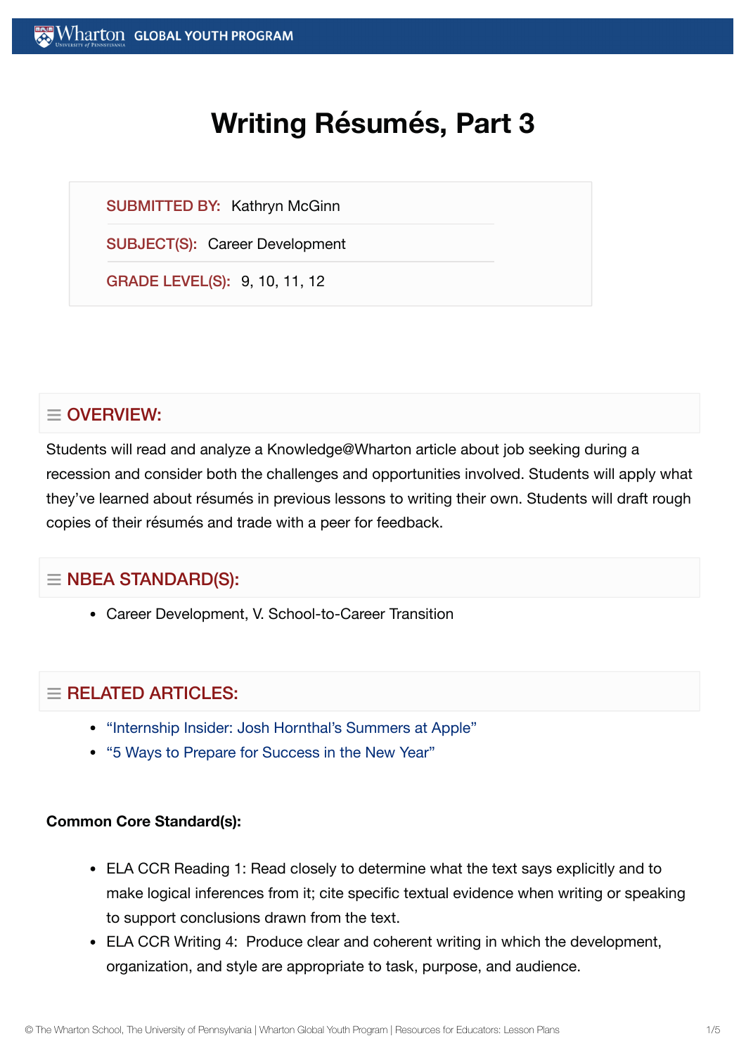# Writing Résumés, Part 3

**SUBMITTED BY:** Kathryn McGinn

**SUBJECT(S):** Career Development

**GRADE LEVEL(S):** 9, 10, 11, 12

## OVERVIEW:

Students will read and analyze a Knowledge@Wharton article about job seeking during a recession and consider both the challenges and opportunities involved. Students will apply what they've learned about résumés in previous lessons to writing their own. Students will draft rough copies of their résumés and trade with a peer for feedback.

## NBEA STANDARD(S):

- Career Development, V. School-to-Career Transition

## RELATED ARTICLES:

- "Internship Insider: Josh Hornthal's Summers at Apple"
- "5 Ways to Prepare for Success in the New Year"

**Common Core Standard(s):**

- ELA CCR Reading 1: Read closely to determine what the text says explicitly and to make logical inferences from it; cite specific textual evidence when writing or speaking to support conclusions drawn from the text.
- ELA CCR Writing 4: Produce clear and coherent writing in which the development, organization, and style are appropriate to task, purpose, and audience.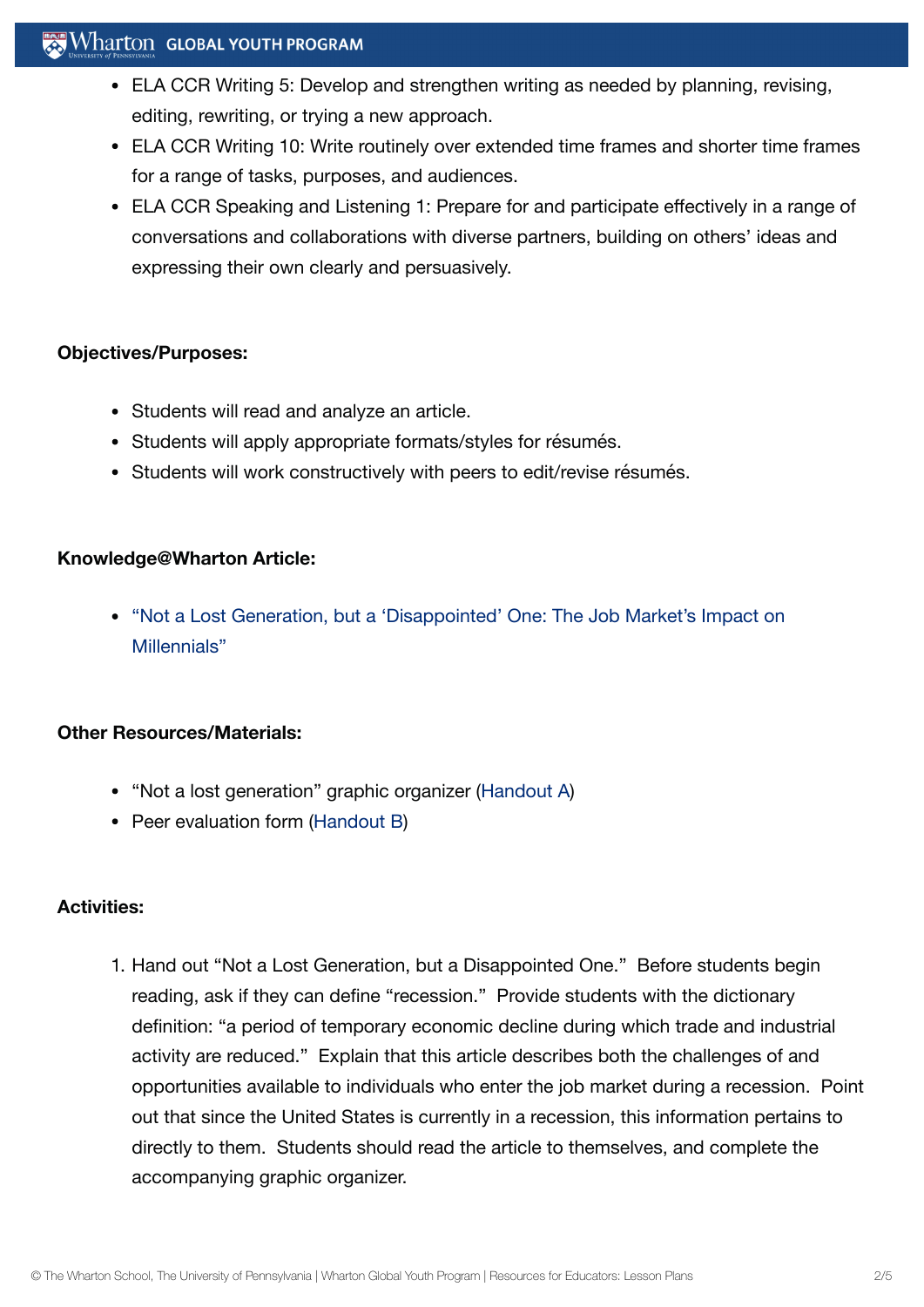- ELA CCR Writing 5: Develop and strengthen writing as needed by planning, revising, editing, rewriting, or trying a new approach.
- ELA CCR Writing 10: Write routinely over extended time frames and shorter time frames for a range of tasks, purposes, and audiences.
- ELA CCR Speaking and Listening 1: Prepare for and participate effectively in a range of conversations and collaborations with diverse partners, building on others' ideas and expressing their own clearly and persuasively.

**Objectives/Purposes:**

- Students will read and analyze an article.
- Students will apply appropriate formats/styles for résumés.
- Students will work constructively with peers to edit/revise résumés.

**Knowledge@Wharton Article:**

- "Not a Lost Generation, but a 'Disappointed' One: The Job Market's Impact on Millennials"

**Other Resources/Materials:**

- "Not a lost generation" graphic organizer (Handout A)
- Peer evaluation form (Handout B)

**Activities:**

1. Hand out "Not a Lost Generation, but a Disappointed One." Before students begin reading, ask if they can define "recession." Provide students with the dictionary definition: "a period of temporary economic decline during which trade and industrial activity are reduced." Explain that this article describes both the challenges of and opportunities available to individuals who enter the job market during a recession. Point out that since the United States is currently in a recession, this information pertains to directly to them. Students should read the article to themselves, and complete the accompanying graphic organizer.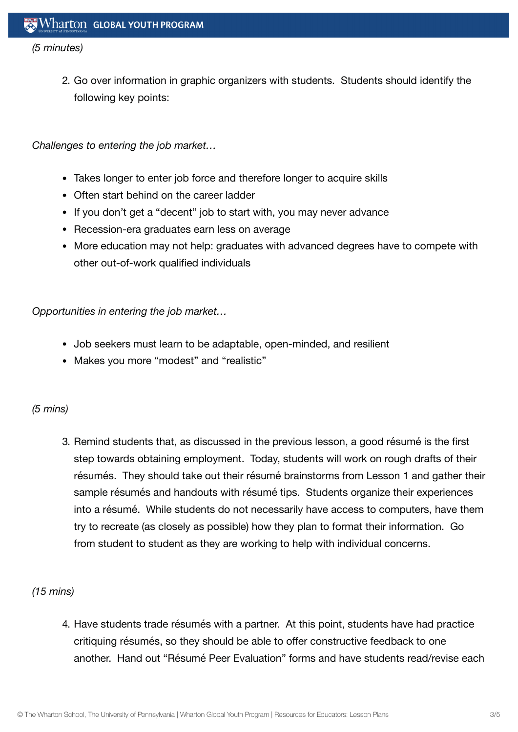*(5 minutes)*

2. Go over information in graphic organizers with students. Students should identify the following key points:

*Challenges to entering the job market…*

- Takes longer to enter job force and therefore longer to acquire skills
- Often start behind on the career ladder
- If you don't get a "decent" job to start with, you may never advance
- Recession-era graduates earn less on average
- More education may not help: graduates with advanced degrees have to compete with other out-of-work qualified individuals

*Opportunities in entering the job market…*

- Job seekers must learn to be adaptable, open-minded, and resilient
- Makes you more "modest" and "realistic"

*(5 mins)*

3. Remind students that, as discussed in the previous lesson, a good résumé is the first step towards obtaining employment. Today, students will work on rough drafts of their résumés. They should take out their résumé brainstorms from Lesson 1 and gather their sample résumés and handouts with résumé tips. Students organize their experiences into a résumé. While students do not necessarily have access to computers, have them try to recreate (as closely as possible) how they plan to format their information. Go from student to student as they are working to help with individual concerns.

*(15 mins)*

4. Have students trade résumés with a partner. At this point, students have had practice critiquing résumés, so they should be able to offer constructive feedback to one another. Hand out "Résumé Peer Evaluation" forms and have students read/revise each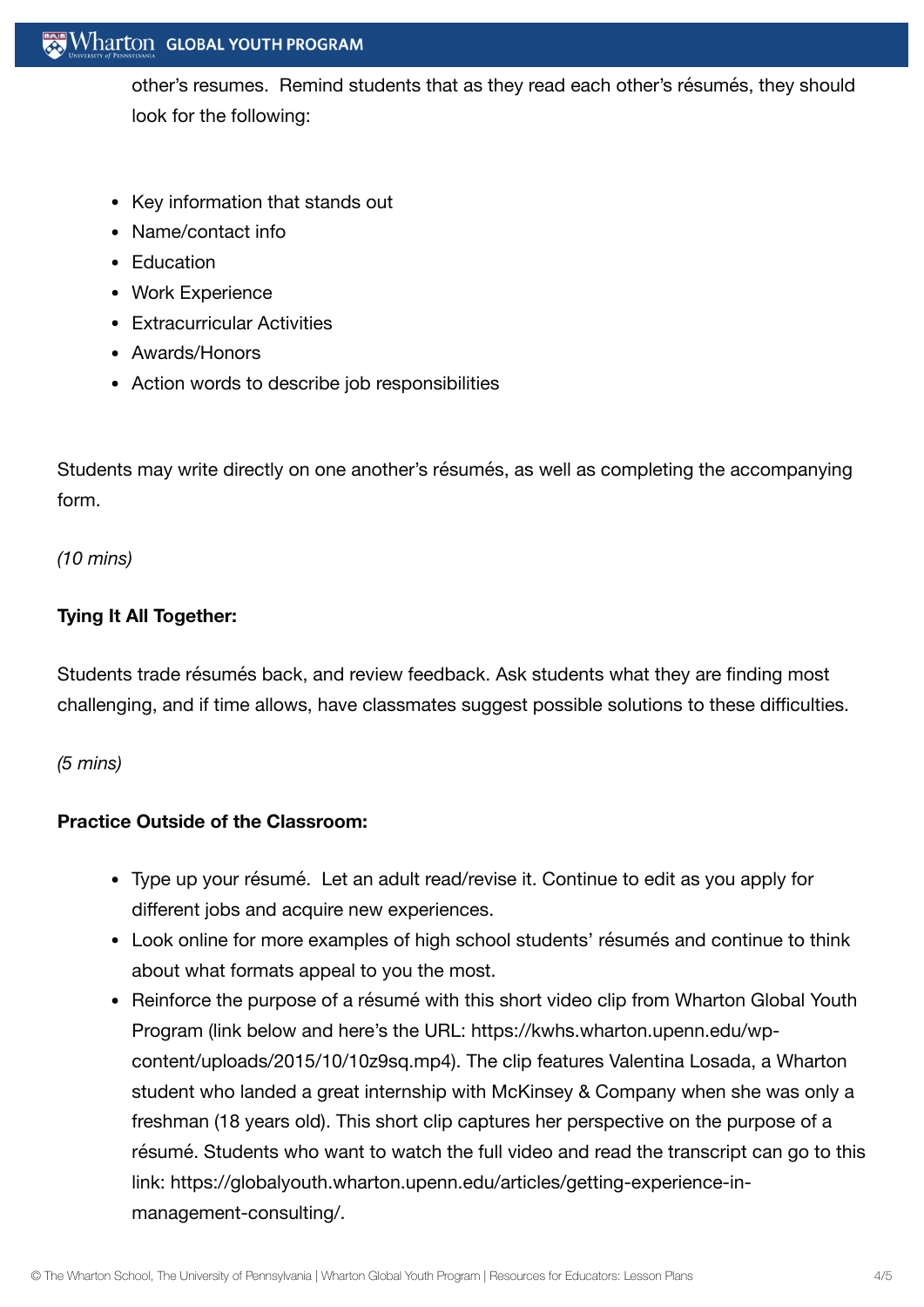other's resumes. Remind students that as they read each other's résumés, they should look for the following:

- Key information that stands out
- Name/contact info
- Education
- Work Experience
- Extracurricular Activities
- Awards/Honors
- Action words to describe job responsibilities

Students may write directly on one another's résumés, as well as completing the accompanying form.

*(10 mins)*

**Tying It All Together:**

Students trade résumés back, and review feedback. Ask students what they are finding most challenging, and if time allows, have classmates suggest possible solutions to these difficulties.

*(5 mins)*

**Practice Outside of the Classroom:**

- Type up your résumé. Let an adult read/revise it. Continue to edit as you apply for different jobs and acquire new experiences.
- Look online for more examples of high school students' résumés and continue to think about what formats appeal to you the most.
- Reinforce the purpose of a résumé with this short video clip from Wharton Global Youth Program (link below and here's the URL: https://kwhs.wharton.upenn.edu/wp-content/uploads/2015/10/10z9sq.mp4). The clip features Valentina Losada, a Wharton student who landed a great internship with McKinsey & Company when she was only a freshman (18 years old). This short clip captures her perspective on the purpose of a résumé. Students who want to watch the full video and read the transcript can go to this link: https://globalyouth.wharton.upenn.edu/articles/getting-experience-in-management-consulting/.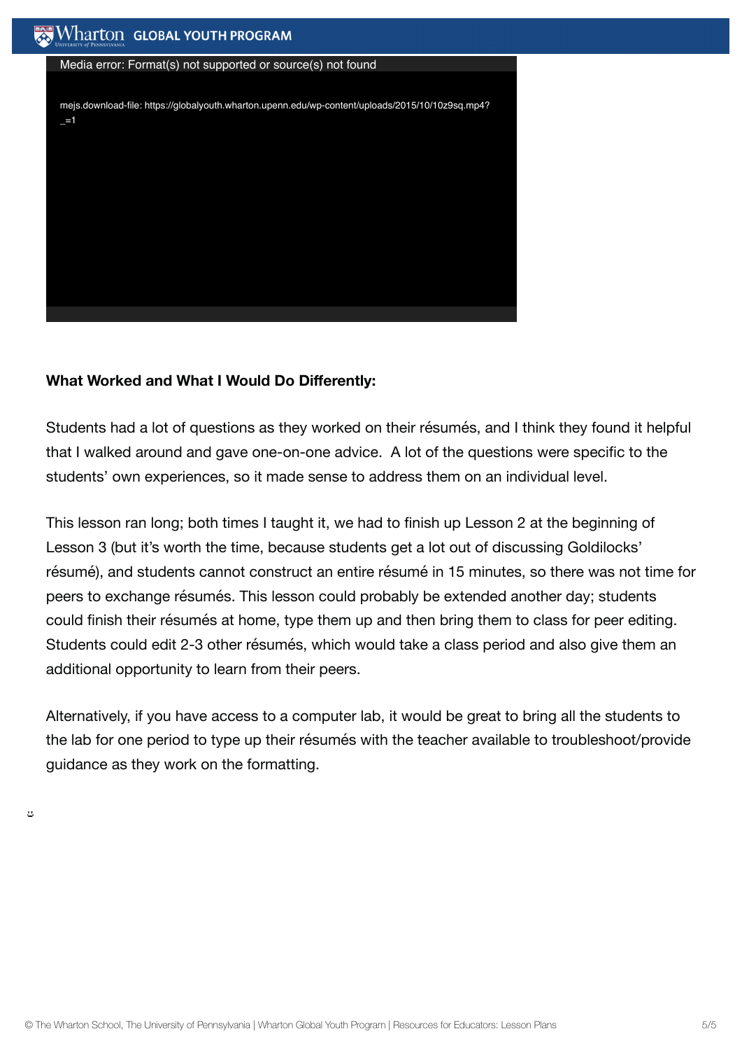Media error: Format(s) not supported or source(s) not found

mejs.download-file: https://globalyouth.wharton.upenn.edu/wp-content/uploads/2015/10/10z9sq.mp4?_=1

**What Worked and What I Would Do Differently:**

Students had a lot of questions as they worked on their résumés, and I think they found it helpful that I walked around and gave one-on-one advice.  A lot of the questions were specific to the students' own experiences, so it made sense to address them on an individual level.

This lesson ran long; both times I taught it, we had to finish up Lesson 2 at the beginning of Lesson 3 (but it's worth the time, because students get a lot out of discussing Goldilocks' résumé), and students cannot construct an entire résumé in 15 minutes, so there was not time for peers to exchange résumés. This lesson could probably be extended another day; students could finish their résumés at home, type them up and then bring them to class for peer editing. Students could edit 2-3 other résumés, which would take a class period and also give them an additional opportunity to learn from their peers.

Alternatively, if you have access to a computer lab, it would be great to bring all the students to the lab for one period to type up their résumés with the teacher available to troubleshoot/provide guidance as they work on the formatting.